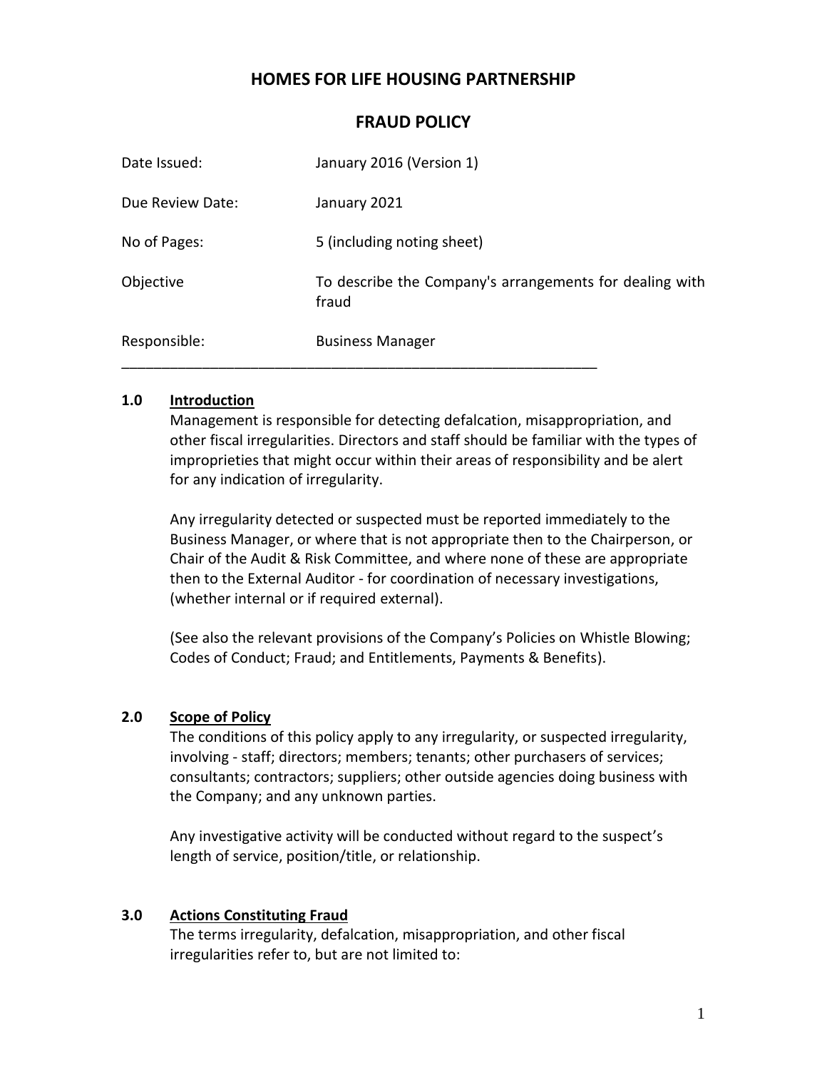# HOMES FOR LIFE HOUSING PARTNERSHIP

## FRAUD POLICY

| | |
|---|---|
| Date Issued: | January 2016 (Version 1) |
| Due Review Date: | January 2021 |
| No of Pages: | 5 (including noting sheet) |
| Objective | To describe the Company's arrangements for dealing with fraud |
| Responsible: | Business Manager |

---

### 1.0 Introduction

Management is responsible for detecting defalcation, misappropriation, and other fiscal irregularities. Directors and staff should be familiar with the types of improprieties that might occur within their areas of responsibility and be alert for any indication of irregularity.

Any irregularity detected or suspected must be reported immediately to the Business Manager, or where that is not appropriate then to the Chairperson, or Chair of the Audit & Risk Committee, and where none of these are appropriate then to the External Auditor - for coordination of necessary investigations, (whether internal or if required external).

(See also the relevant provisions of the Company's Policies on Whistle Blowing; Codes of Conduct; Fraud; and Entitlements, Payments & Benefits).

### 2.0 Scope of Policy

The conditions of this policy apply to any irregularity, or suspected irregularity, involving - staff; directors; members; tenants; other purchasers of services; consultants; contractors; suppliers; other outside agencies doing business with the Company; and any unknown parties.

Any investigative activity will be conducted without regard to the suspect's length of service, position/title, or relationship.

### 3.0 Actions Constituting Fraud

The terms irregularity, defalcation, misappropriation, and other fiscal irregularities refer to, but are not limited to: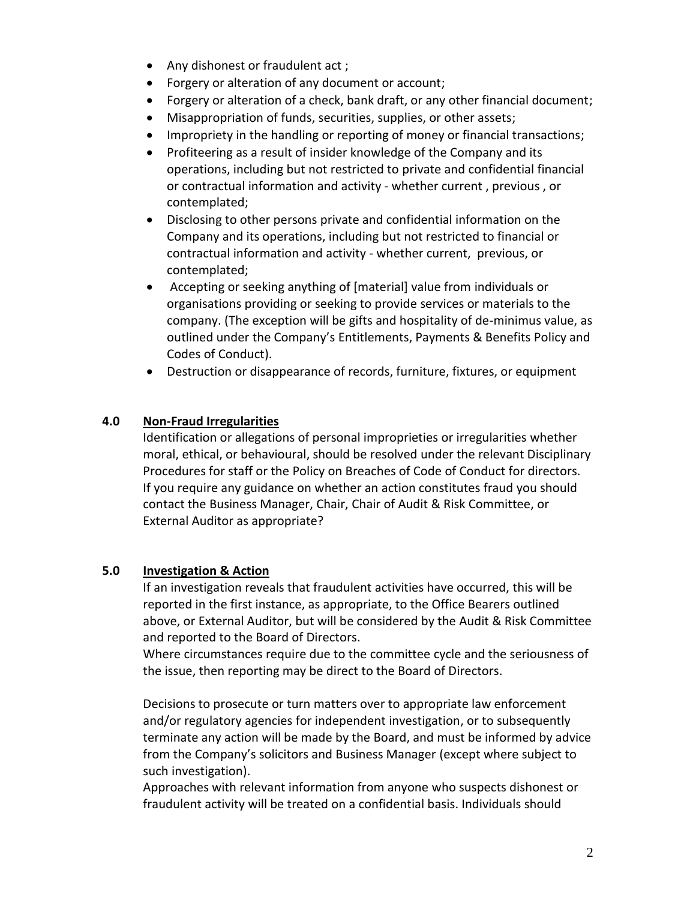- Any dishonest or fraudulent act ;
- Forgery or alteration of any document or account;
- Forgery or alteration of a check, bank draft, or any other financial document;
- Misappropriation of funds, securities, supplies, or other assets;
- Impropriety in the handling or reporting of money or financial transactions;
- Profiteering as a result of insider knowledge of the Company and its operations, including but not restricted to private and confidential financial or contractual information and activity - whether current , previous , or contemplated;
- Disclosing to other persons private and confidential information on the Company and its operations, including but not restricted to financial or contractual information and activity - whether current, previous, or contemplated;
- Accepting or seeking anything of [material] value from individuals or organisations providing or seeking to provide services or materials to the company. (The exception will be gifts and hospitality of de-minimus value, as outlined under the Company's Entitlements, Payments & Benefits Policy and Codes of Conduct).
- Destruction or disappearance of records, furniture, fixtures, or equipment

## 4.0 Non-Fraud Irregularities

Identification or allegations of personal improprieties or irregularities whether moral, ethical, or behavioural, should be resolved under the relevant Disciplinary Procedures for staff or the Policy on Breaches of Code of Conduct for directors. If you require any guidance on whether an action constitutes fraud you should contact the Business Manager, Chair, Chair of Audit & Risk Committee, or External Auditor as appropriate?

## 5.0 Investigation & Action

If an investigation reveals that fraudulent activities have occurred, this will be reported in the first instance, as appropriate, to the Office Bearers outlined above, or External Auditor, but will be considered by the Audit & Risk Committee and reported to the Board of Directors.
Where circumstances require due to the committee cycle and the seriousness of the issue, then reporting may be direct to the Board of Directors.

Decisions to prosecute or turn matters over to appropriate law enforcement and/or regulatory agencies for independent investigation, or to subsequently terminate any action will be made by the Board, and must be informed by advice from the Company's solicitors and Business Manager (except where subject to such investigation).
Approaches with relevant information from anyone who suspects dishonest or fraudulent activity will be treated on a confidential basis. Individuals should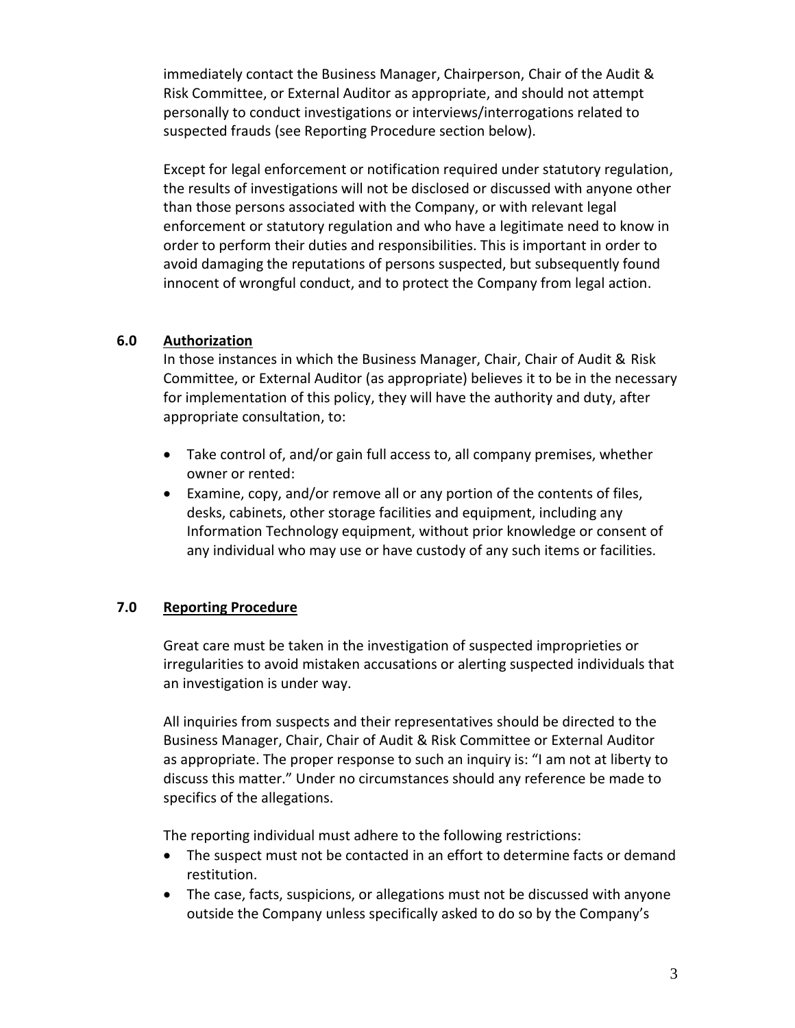immediately contact the Business Manager, Chairperson, Chair of the Audit & Risk Committee, or External Auditor as appropriate, and should not attempt personally to conduct investigations or interviews/interrogations related to suspected frauds (see Reporting Procedure section below).

Except for legal enforcement or notification required under statutory regulation, the results of investigations will not be disclosed or discussed with anyone other than those persons associated with the Company, or with relevant legal enforcement or statutory regulation and who have a legitimate need to know in order to perform their duties and responsibilities. This is important in order to avoid damaging the reputations of persons suspected, but subsequently found innocent of wrongful conduct, and to protect the Company from legal action.

## 6.0 Authorization

In those instances in which the Business Manager, Chair, Chair of Audit & Risk Committee, or External Auditor (as appropriate) believes it to be in the necessary for implementation of this policy, they will have the authority and duty, after appropriate consultation, to:

- Take control of, and/or gain full access to, all company premises, whether owner or rented:
- Examine, copy, and/or remove all or any portion of the contents of files, desks, cabinets, other storage facilities and equipment, including any Information Technology equipment, without prior knowledge or consent of any individual who may use or have custody of any such items or facilities.

## 7.0 Reporting Procedure

Great care must be taken in the investigation of suspected improprieties or irregularities to avoid mistaken accusations or alerting suspected individuals that an investigation is under way.

All inquiries from suspects and their representatives should be directed to the Business Manager, Chair, Chair of Audit & Risk Committee or External Auditor as appropriate. The proper response to such an inquiry is: "I am not at liberty to discuss this matter." Under no circumstances should any reference be made to specifics of the allegations.

The reporting individual must adhere to the following restrictions:

- The suspect must not be contacted in an effort to determine facts or demand restitution.
- The case, facts, suspicions, or allegations must not be discussed with anyone outside the Company unless specifically asked to do so by the Company's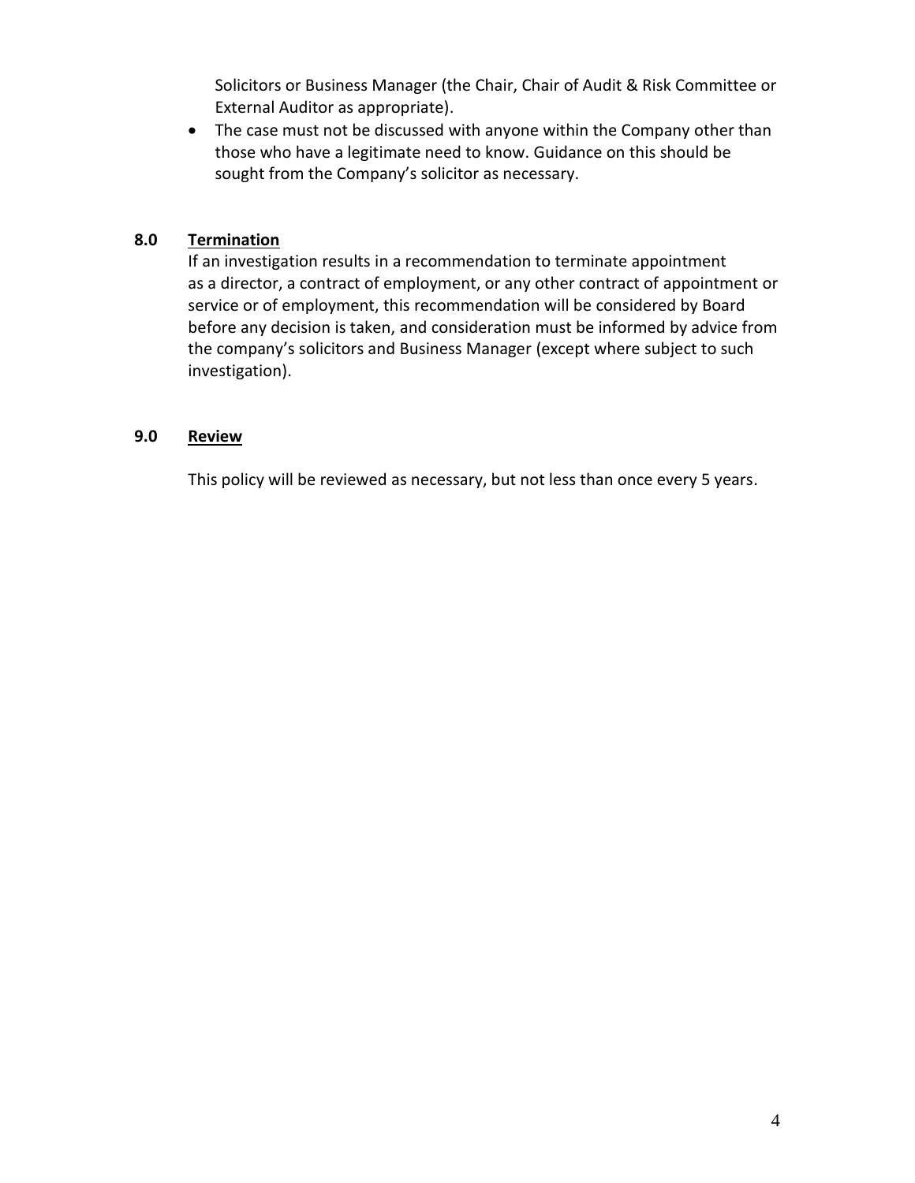Solicitors or Business Manager (the Chair, Chair of Audit & Risk Committee or External Auditor as appropriate).

- The case must not be discussed with anyone within the Company other than those who have a legitimate need to know. Guidance on this should be sought from the Company's solicitor as necessary.

## 8.0 Termination

If an investigation results in a recommendation to terminate appointment as a director, a contract of employment, or any other contract of appointment or service or of employment, this recommendation will be considered by Board before any decision is taken, and consideration must be informed by advice from the company's solicitors and Business Manager (except where subject to such investigation).

## 9.0 Review

This policy will be reviewed as necessary, but not less than once every 5 years.